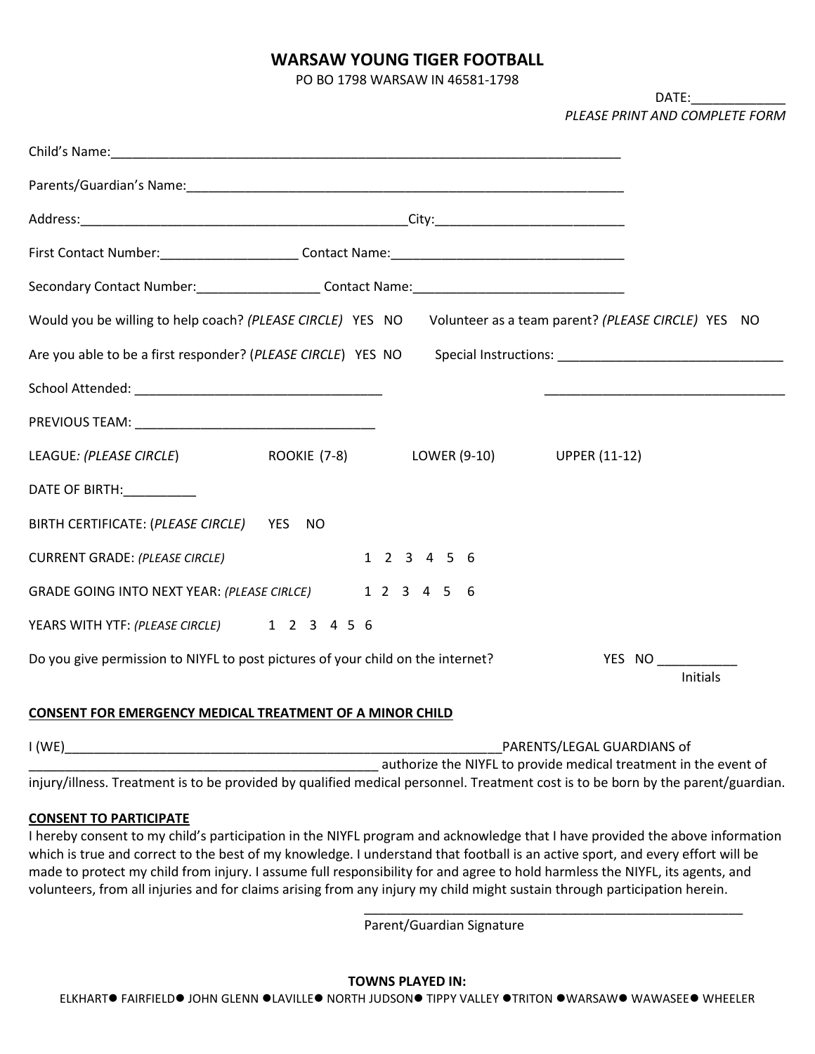# WARSAW YOUNG TIGER FOOTBALL

PO BO 1798 WARSAW IN 46581-1798

DATE:____________

*PLEASE PRINT AND COMPLETE FORM*

Child's Name:_________________________________________________________________________

Parents/Guardian's Name:_______________________________________________________________

Address:______________________________________________City:__________________________

First Contact Number:___________________ Contact Name:_________________________________

Secondary Contact Number:_________________ Contact Name:_____________________________

Would you be willing to help coach? *(PLEASE CIRCLE)* YES NO Volunteer as a team parent? *(PLEASE CIRCLE)* YES NO

Are you able to be a first responder? (*PLEASE CIRCLE*) YES NO Special Instructions: _______________________________

School Attended: ___________________________________ __________________________________

PREVIOUS TEAM: _________________________________

LEAGUE*: (PLEASE CIRCLE*) ROOKIE (7-8) LOWER (9-10) UPPER (11-12)

DATE OF BIRTH:__________

BIRTH CERTIFICATE: (*PLEASE CIRCLE)* YES NO

CURRENT GRADE: *(PLEASE CIRCLE)* 1 2 3 4 5 6

GRADE GOING INTO NEXT YEAR: *(PLEASE CIRLCE)* 1 2 3 4 5 6

YEARS WITH YTF: *(PLEASE CIRCLE)* 1 2 3 4 5 6

Do you give permission to NIYFL to post pictures of your child on the internet? YES NO ___________ Initials

**CONSENT FOR EMERGENCY MEDICAL TREATMENT OF A MINOR CHILD**

I (WE)_______________________________________________________________PARENTS/LEGAL GUARDIANS of _________________________________________________ authorize the NIYFL to provide medical treatment in the event of injury/illness. Treatment is to be provided by qualified medical personnel. Treatment cost is to be born by the parent/guardian.

**CONSENT TO PARTICIPATE**

I hereby consent to my child's participation in the NIYFL program and acknowledge that I have provided the above information which is true and correct to the best of my knowledge. I understand that football is an active sport, and every effort will be made to protect my child from injury. I assume full responsibility for and agree to hold harmless the NIYFL, its agents, and volunteers, from all injuries and for claims arising from any injury my child might sustain through participation herein.

_____________________________________________________

Parent/Guardian Signature

**TOWNS PLAYED IN:**

ELKHART● FAIRFIELD● JOHN GLENN ●LAVILLE● NORTH JUDSON● TIPPY VALLEY ●TRITON ●WARSAW● WAWASEE● WHEELER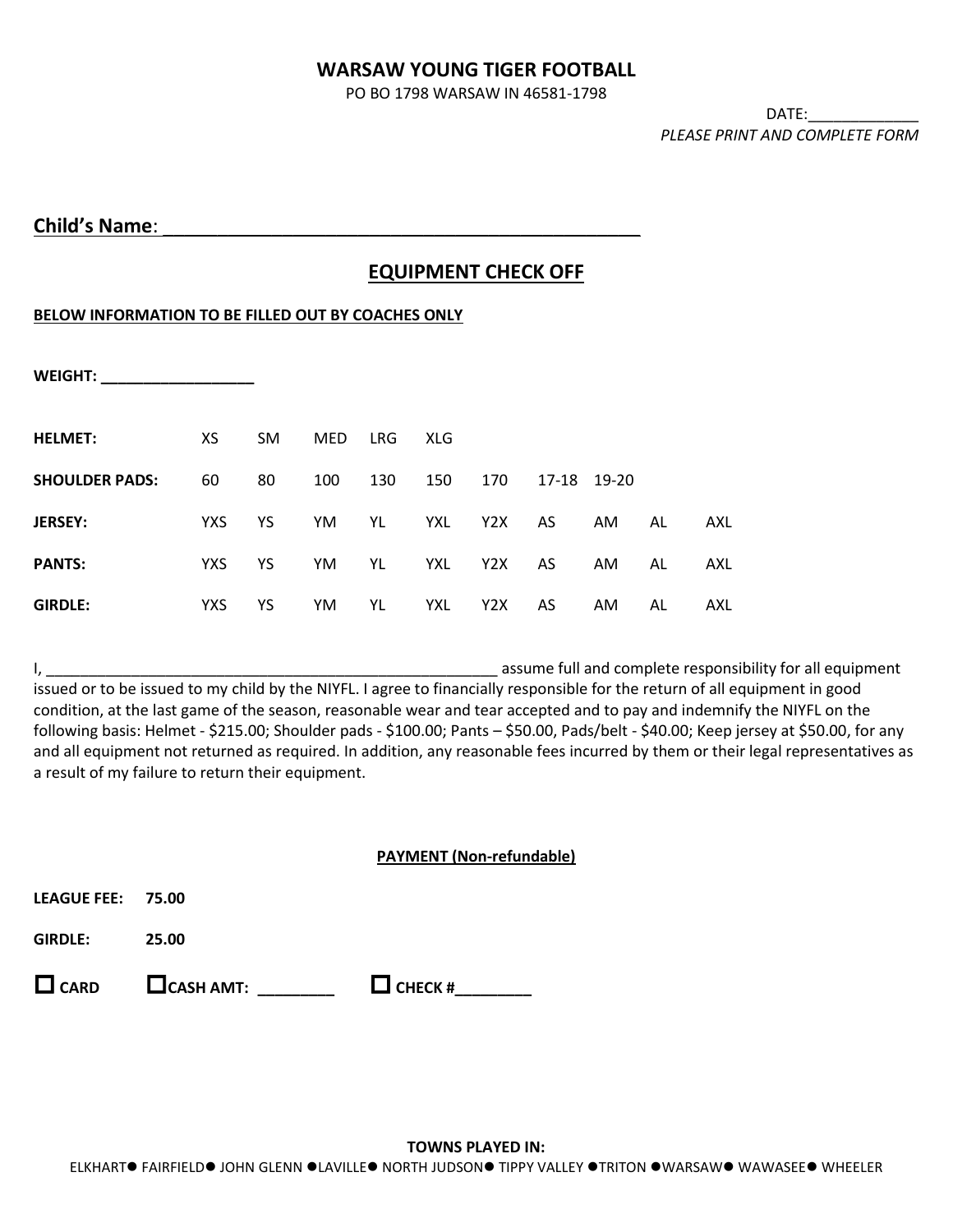# WARSAW YOUNG TIGER FOOTBALL

PO BO 1798 WARSAW IN 46581-1798

DATE:____________

*PLEASE PRINT AND COMPLETE FORM*

**Child's Name**: ______________________________________________

## EQUIPMENT CHECK OFF

**BELOW INFORMATION TO BE FILLED OUT BY COACHES ONLY**

**WEIGHT: _________________**

| | | | | | | | | | | |
|---|---|---|---|---|---|---|---|---|---|---|
| **HELMET:** | XS | SM | MED | LRG | XLG | | | | | |
| **SHOULDER PADS:** | 60 | 80 | 100 | 130 | 150 | 170 | 17-18 | 19-20 | | |
| **JERSEY:** | YXS | YS | YM | YL | YXL | Y2X | AS | AM | AL | AXL |
| **PANTS:** | YXS | YS | YM | YL | YXL | Y2X | AS | AM | AL | AXL |
| **GIRDLE:** | YXS | YS | YM | YL | YXL | Y2X | AS | AM | AL | AXL |

I, ______________________________________________________ assume full and complete responsibility for all equipment issued or to be issued to my child by the NIYFL. I agree to financially responsible for the return of all equipment in good condition, at the last game of the season, reasonable wear and tear accepted and to pay and indemnify the NIYFL on the following basis: Helmet - $215.00; Shoulder pads - $100.00; Pants – $50.00, Pads/belt - $40.00; Keep jersey at $50.00, for any and all equipment not returned as required. In addition, any reasonable fees incurred by them or their legal representatives as a result of my failure to return their equipment.

**PAYMENT (Non-refundable)**

**LEAGUE FEE: 75.00**

**GIRDLE: 25.00**

☐ **CARD** ☐ **CASH AMT: ________** ☐ **CHECK #________**

**TOWNS PLAYED IN:**

ELKHART● FAIRFIELD● JOHN GLENN ●LAVILLE● NORTH JUDSON● TIPPY VALLEY ●TRITON ●WARSAW● WAWASEE● WHEELER